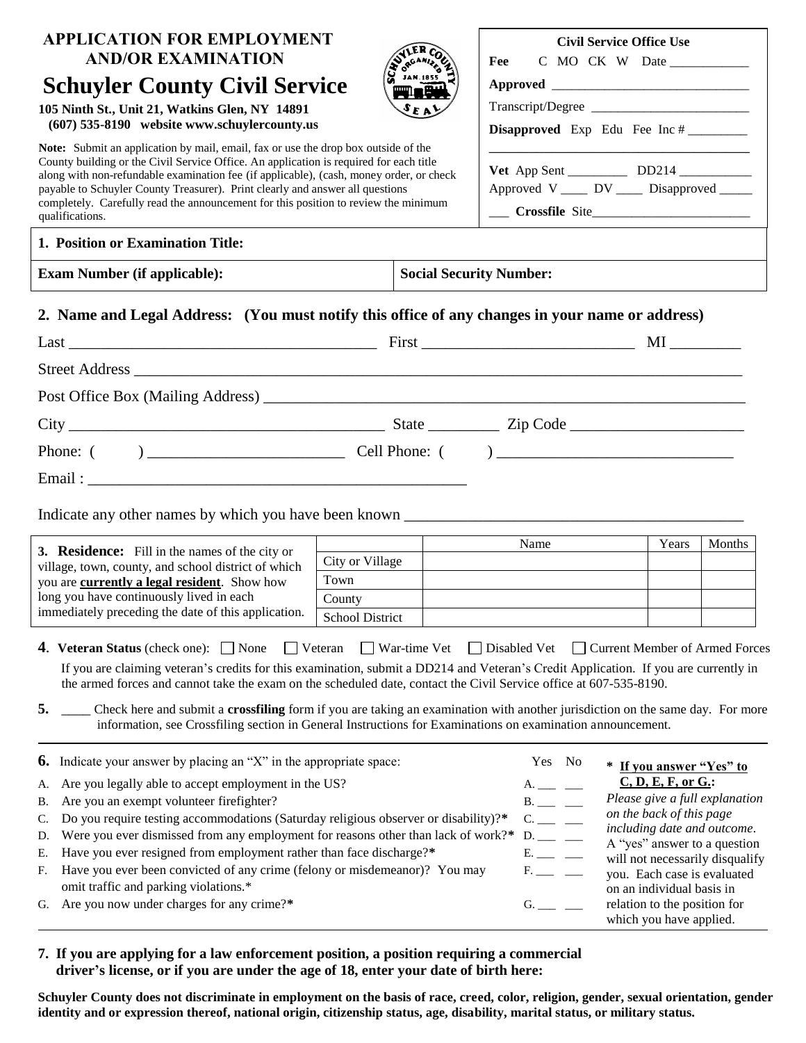# APPLICATION FOR EMPLOYMENT AND/OR EXAMINATION

## Schuyler County Civil Service

**105 Ninth St., Unit 21, Watkins Glen, NY 14891**
**(607) 535-8190 website www.schuylercounty.us**

**Note:** Submit an application by mail, email, fax or use the drop box outside of the County building or the Civil Service Office. An application is required for each title along with non-refundable examination fee (if applicable), (cash, money order, or check payable to Schuyler County Treasurer). Print clearly and answer all questions completely. Carefully read the announcement for this position to review the minimum qualifications.

| Civil Service Office Use |
|---|
| **Fee** C MO CK W Date ____________ |
| **Approved** ______________________________ |
| Transcript/Degree ________________________ |
| **Disapproved** Exp Edu Fee Inc # _________ |
| **Vet** App Sent _________ DD214 ___________ |
| Approved V ____ DV ____ Disapproved _____ |
| ___ **Crossfile** Site________________________ |

| **1. Position or Examination Title:** | |
|---|---|
| **Exam Number (if applicable):** | **Social Security Number:** |

**2. Name and Legal Address: (You must notify this office of any changes in your name or address)**

Last ________________________________________ First ___________________________ MI _________

Street Address ____________________________________________________________________________

Post Office Box (Mailing Address) __________________________________________________________

City _________________________________________ State _________ Zip Code ______________________

Phone: ( ) _________________________ Cell Phone: ( ) ______________________________

Email : __________________________________________________

Indicate any other names by which you have been known _____________________________________________

**3. Residence:** Fill in the names of the city or village, town, county, and school district of which you are **currently a legal resident**. Show how long you have continuously lived in each immediately preceding the date of this application.

| | Name | Years | Months |
|---|---|---|---|
| City or Village | | | |
| Town | | | |
| County | | | |
| School District | | | |

**4. Veteran Status** (check one): ☐ None ☐ Veteran ☐ War-time Vet ☐ Disabled Vet ☐ Current Member of Armed Forces

If you are claiming veteran's credits for this examination, submit a DD214 and Veteran's Credit Application. If you are currently in the armed forces and cannot take the exam on the scheduled date, contact the Civil Service office at 607-535-8190.

**5.** ____ Check here and submit a **crossfiling** form if you are taking an examination with another jurisdiction on the same day. For more information, see Crossfiling section in General Instructions for Examinations on examination announcement.

**6.** Indicate your answer by placing an "X" in the appropriate space:

| | | Yes | No |
|---|---|---|---|
| A. | Are you legally able to accept employment in the US? | A. ___ | ___ |
| B. | Are you an exempt volunteer firefighter? | B. ___ | ___ |
| C. | Do you require testing accommodations (Saturday religious observer or disability)?* | C. ___ | ___ |
| D. | Were you ever dismissed from any employment for reasons other than lack of work?* | D. ___ | ___ |
| E. | Have you ever resigned from employment rather than face discharge?* | E. ___ | ___ |
| F. | Have you ever been convicted of any crime (felony or misdemeanor)? You may omit traffic and parking violations.* | F. ___ | ___ |
| G. | Are you now under charges for any crime?* | G. ___ | ___ |

**\* If you answer "Yes" to C, D, E, F, or G.:** *Please give a full explanation on the back of this page including date and outcome*. A "yes" answer to a question will not necessarily disqualify you. Each case is evaluated on an individual basis in relation to the position for which you have applied.

**7. If you are applying for a law enforcement position, a position requiring a commercial driver's license, or if you are under the age of 18, enter your date of birth here:**

**Schuyler County does not discriminate in employment on the basis of race, creed, color, religion, gender, sexual orientation, gender identity and or expression thereof, national origin, citizenship status, age, disability, marital status, or military status.**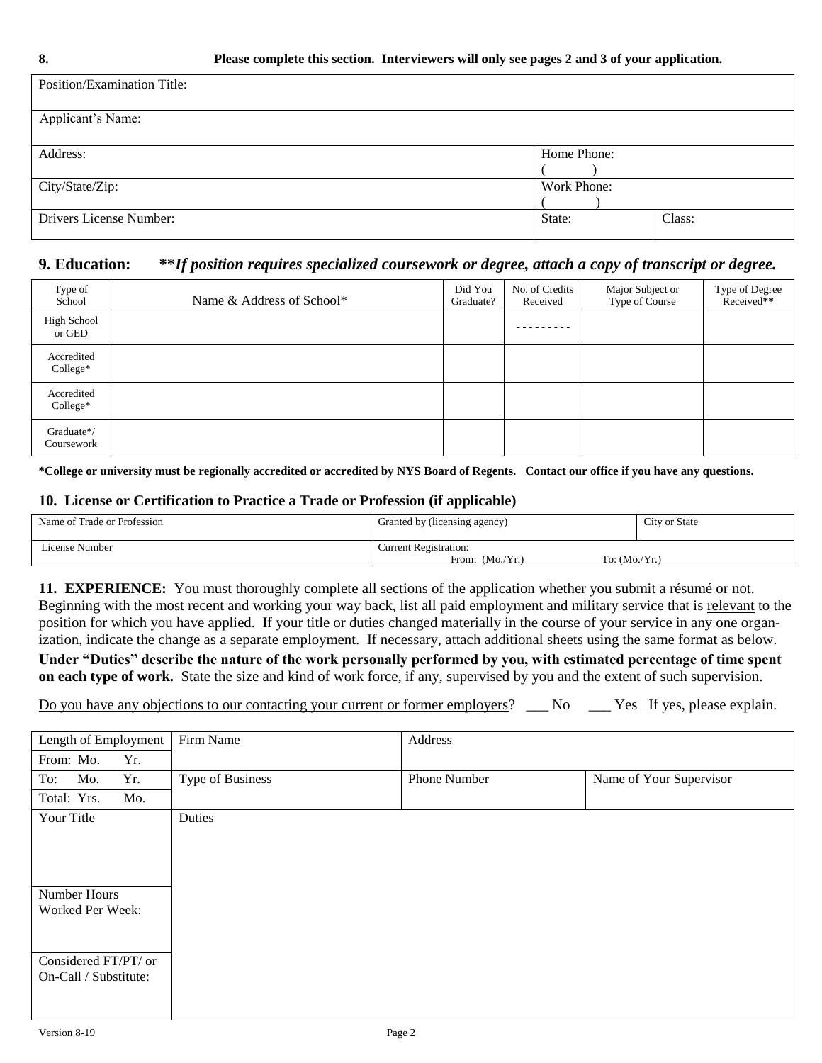**8. Please complete this section. Interviewers will only see pages 2 and 3 of your application.**

| | | |
|---|---|---|
| Position/Examination Title: | | |
| Applicant's Name: | | |
| Address: | Home Phone: ( ) | |
| City/State/Zip: | Work Phone: ( ) | |
| Drivers License Number: | State: | Class: |

## 9. Education: ***\*If position requires specialized coursework or degree, attach a copy of transcript or degree.***

| Type of School | Name & Address of School* | Did You Graduate? | No. of Credits Received | Major Subject or Type of Course | Type of Degree Received** |
|---|---|---|---|---|---|
| High School or GED | | | --------- | | |
| Accredited College* | | | | | |
| Accredited College* | | | | | |
| Graduate*/ Coursework | | | | | |

**\*College or university must be regionally accredited or accredited by NYS Board of Regents. Contact our office if you have any questions.**

## 10. License or Certification to Practice a Trade or Profession (if applicable)

| Name of Trade or Profession | Granted by (licensing agency) | City or State |
|---|---|---|
| License Number | Current Registration: From: (Mo./Yr.) To: (Mo./Yr.) | |

**11. EXPERIENCE:** You must thoroughly complete all sections of the application whether you submit a résumé or not. Beginning with the most recent and working your way back, list all paid employment and military service that is relevant to the position for which you have applied. If your title or duties changed materially in the course of your service in any one organization, indicate the change as a separate employment. If necessary, attach additional sheets using the same format as below. **Under "Duties" describe the nature of the work personally performed by you, with estimated percentage of time spent on each type of work.** State the size and kind of work force, if any, supervised by you and the extent of such supervision.

Do you have any objections to our contacting your current or former employers? ___ No ___ Yes If yes, please explain.

| Length of Employment | Firm Name | Address | |
|---|---|---|---|
| From: Mo. Yr. | | | |
| To: Mo. Yr. | Type of Business | Phone Number | Name of Your Supervisor |
| Total: Yrs. Mo. | | | |
| Your Title | Duties | | |
| Number Hours Worked Per Week: | | | |
| Considered FT/PT/ or On-Call / Substitute: | | | |

Version 8-19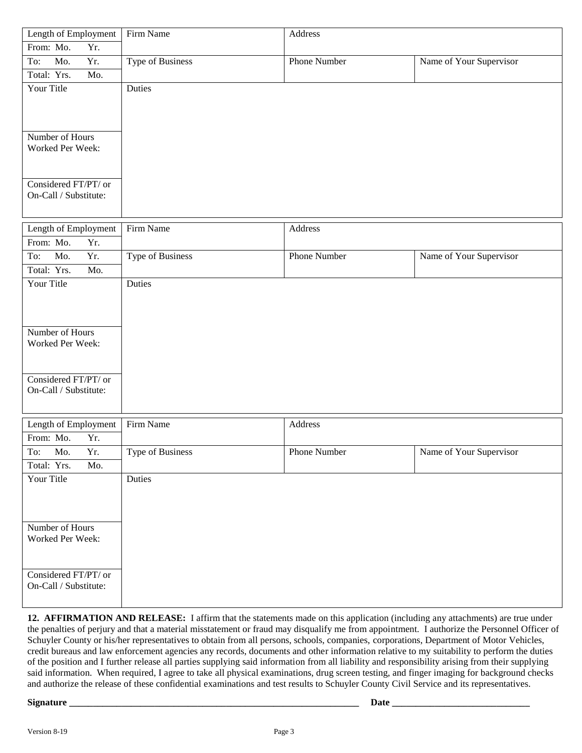| | | | |
|---|---|---|---|
| Length of Employment | Firm Name | Address | |
| From: Mo. Yr. | | | |
| To: Mo. Yr. | Type of Business | Phone Number | Name of Your Supervisor |
| Total: Yrs. Mo. | | | |
| Your Title | Duties | | |
| Number of Hours Worked Per Week: | | | |
| Considered FT/PT/ or On-Call / Substitute: | | | |

| | | | |
|---|---|---|---|
| Length of Employment | Firm Name | Address | |
| From: Mo. Yr. | | | |
| To: Mo. Yr. | Type of Business | Phone Number | Name of Your Supervisor |
| Total: Yrs. Mo. | | | |
| Your Title | Duties | | |
| Number of Hours Worked Per Week: | | | |
| Considered FT/PT/ or On-Call / Substitute: | | | |

| | | | |
|---|---|---|---|
| Length of Employment | Firm Name | Address | |
| From: Mo. Yr. | | | |
| To: Mo. Yr. | Type of Business | Phone Number | Name of Your Supervisor |
| Total: Yrs. Mo. | | | |
| Your Title | Duties | | |
| Number of Hours Worked Per Week: | | | |
| Considered FT/PT/ or On-Call / Substitute: | | | |

**12. AFFIRMATION AND RELEASE:** I affirm that the statements made on this application (including any attachments) are true under the penalties of perjury and that a material misstatement or fraud may disqualify me from appointment. I authorize the Personnel Officer of Schuyler County or his/her representatives to obtain from all persons, schools, companies, corporations, Department of Motor Vehicles, credit bureaus and law enforcement agencies any records, documents and other information relative to my suitability to perform the duties of the position and I further release all parties supplying said information from all liability and responsibility arising from their supplying said information. When required, I agree to take all physical examinations, drug screen testing, and finger imaging for background checks and authorize the release of these confidential examinations and test results to Schuyler County Civil Service and its representatives.

**Signature** ________________________________________________________________ **Date** ______________________________

Version 8-19